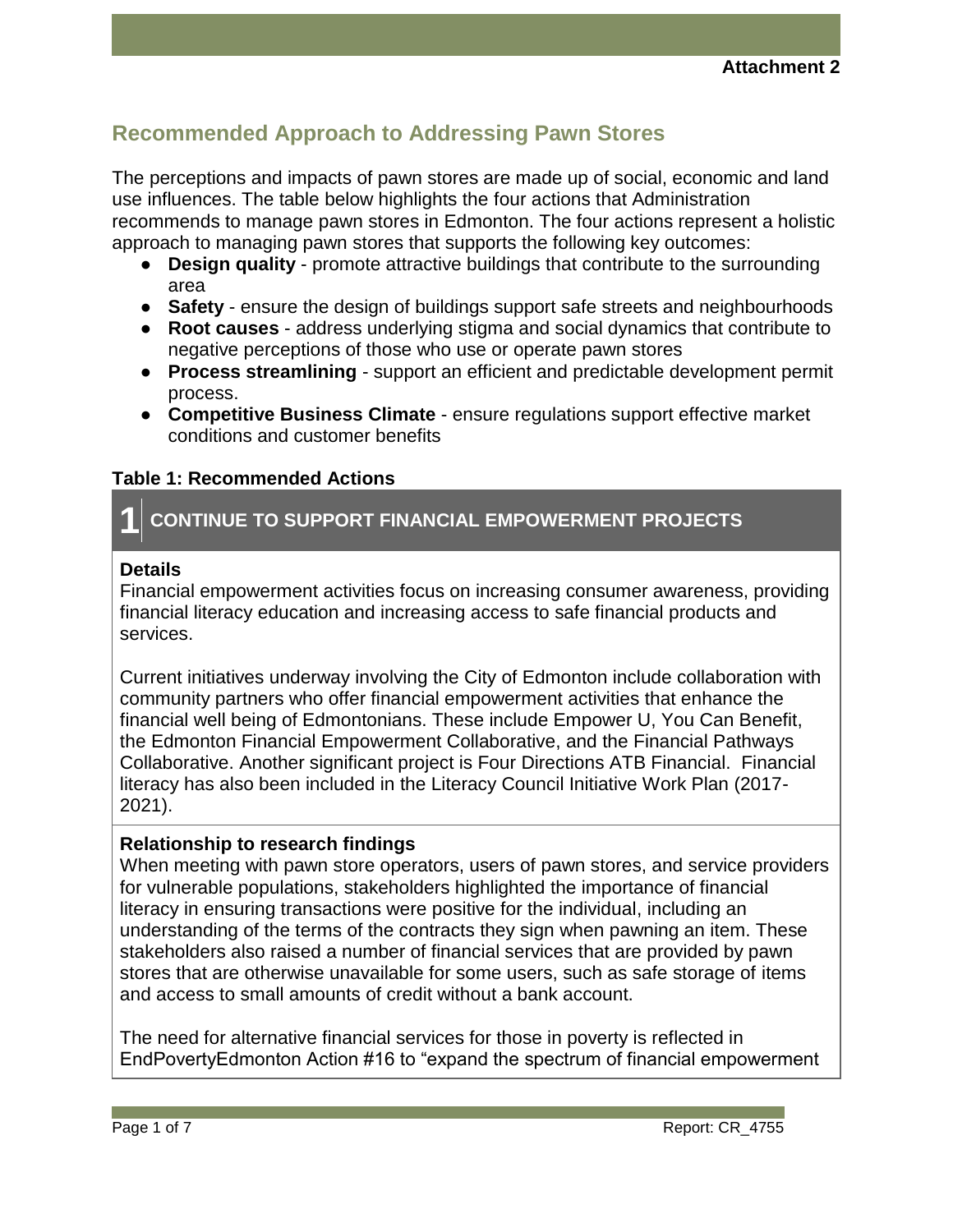Attachment 2

## Recommended Approach to Addressing Pawn Stores

The perceptions and impacts of pawn stores are made up of social, economic and land use influences. The table below highlights the four actions that Administration recommends to manage pawn stores in Edmonton. The four actions represent a holistic approach to managing pawn stores that supports the following key outcomes:

- **Design quality** - promote attractive buildings that contribute to the surrounding area
- **Safety** - ensure the design of buildings support safe streets and neighbourhoods
- **Root causes** - address underlying stigma and social dynamics that contribute to negative perceptions of those who use or operate pawn stores
- **Process streamlining** - support an efficient and predictable development permit process.
- **Competitive Business Climate** - ensure regulations support effective market conditions and customer benefits

**Table 1: Recommended Actions**

### 1 CONTINUE TO SUPPORT FINANCIAL EMPOWERMENT PROJECTS

**Details**

Financial empowerment activities focus on increasing consumer awareness, providing financial literacy education and increasing access to safe financial products and services.

Current initiatives underway involving the City of Edmonton include collaboration with community partners who offer financial empowerment activities that enhance the financial well being of Edmontonians. These include Empower U, You Can Benefit, the Edmonton Financial Empowerment Collaborative, and the Financial Pathways Collaborative. Another significant project is Four Directions ATB Financial. Financial literacy has also been included in the Literacy Council Initiative Work Plan (2017-2021).

**Relationship to research findings**

When meeting with pawn store operators, users of pawn stores, and service providers for vulnerable populations, stakeholders highlighted the importance of financial literacy in ensuring transactions were positive for the individual, including an understanding of the terms of the contracts they sign when pawning an item. These stakeholders also raised a number of financial services that are provided by pawn stores that are otherwise unavailable for some users, such as safe storage of items and access to small amounts of credit without a bank account.

The need for alternative financial services for those in poverty is reflected in EndPovertyEdmonton Action #16 to "expand the spectrum of financial empowerment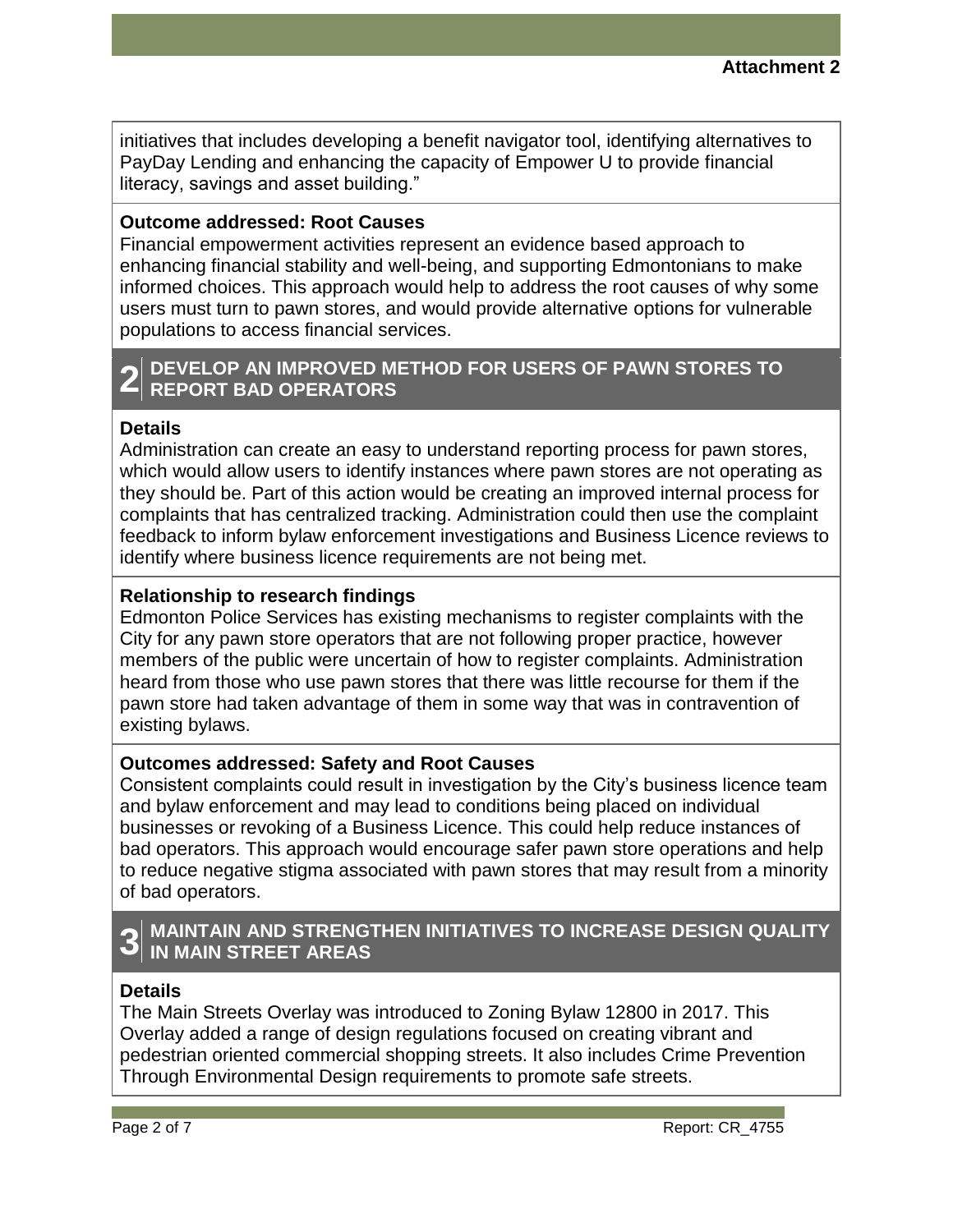**Attachment 2**

initiatives that includes developing a benefit navigator tool, identifying alternatives to PayDay Lending and enhancing the capacity of Empower U to provide financial literacy, savings and asset building."

**Outcome addressed: Root Causes**

Financial empowerment activities represent an evidence based approach to enhancing financial stability and well-being, and supporting Edmontonians to make informed choices. This approach would help to address the root causes of why some users must turn to pawn stores, and would provide alternative options for vulnerable populations to access financial services.

## 2 DEVELOP AN IMPROVED METHOD FOR USERS OF PAWN STORES TO REPORT BAD OPERATORS

**Details**

Administration can create an easy to understand reporting process for pawn stores, which would allow users to identify instances where pawn stores are not operating as they should be. Part of this action would be creating an improved internal process for complaints that has centralized tracking. Administration could then use the complaint feedback to inform bylaw enforcement investigations and Business Licence reviews to identify where business licence requirements are not being met.

**Relationship to research findings**

Edmonton Police Services has existing mechanisms to register complaints with the City for any pawn store operators that are not following proper practice, however members of the public were uncertain of how to register complaints. Administration heard from those who use pawn stores that there was little recourse for them if the pawn store had taken advantage of them in some way that was in contravention of existing bylaws.

**Outcomes addressed: Safety and Root Causes**

Consistent complaints could result in investigation by the City's business licence team and bylaw enforcement and may lead to conditions being placed on individual businesses or revoking of a Business Licence. This could help reduce instances of bad operators. This approach would encourage safer pawn store operations and help to reduce negative stigma associated with pawn stores that may result from a minority of bad operators.

## 3 MAINTAIN AND STRENGTHEN INITIATIVES TO INCREASE DESIGN QUALITY IN MAIN STREET AREAS

**Details**

The Main Streets Overlay was introduced to Zoning Bylaw 12800 in 2017. This Overlay added a range of design regulations focused on creating vibrant and pedestrian oriented commercial shopping streets. It also includes Crime Prevention Through Environmental Design requirements to promote safe streets.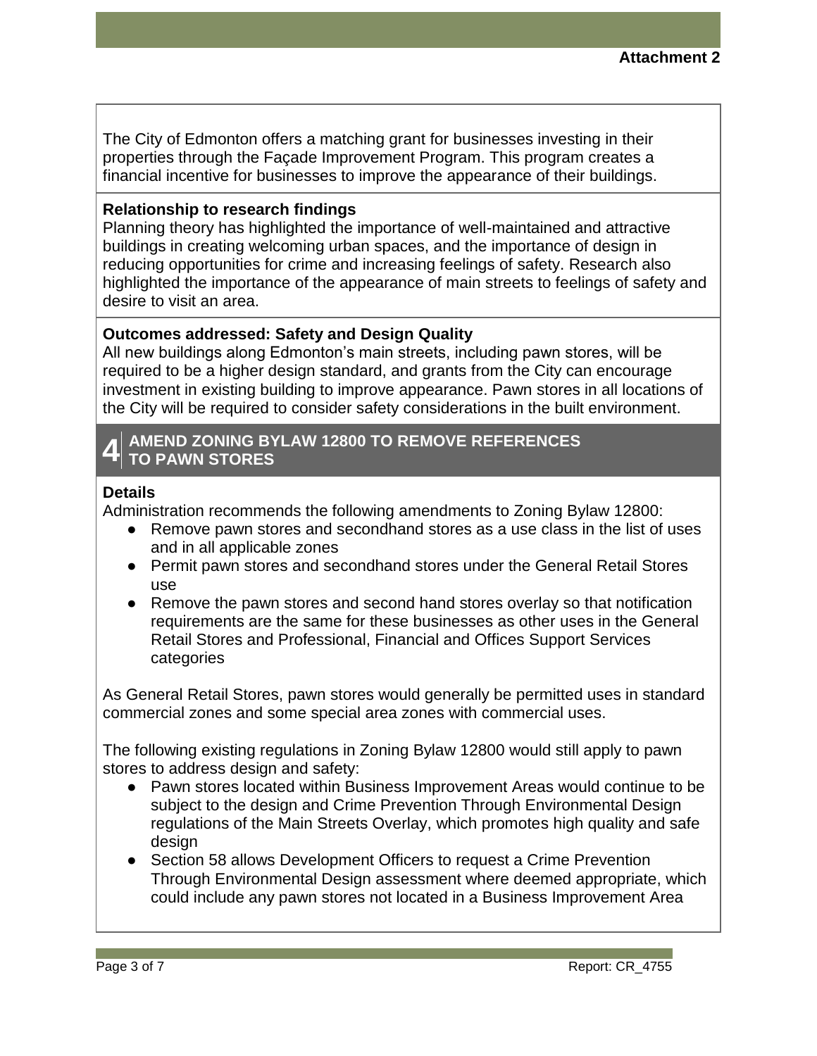The City of Edmonton offers a matching grant for businesses investing in their properties through the Façade Improvement Program. This program creates a financial incentive for businesses to improve the appearance of their buildings.

**Relationship to research findings**

Planning theory has highlighted the importance of well-maintained and attractive buildings in creating welcoming urban spaces, and the importance of design in reducing opportunities for crime and increasing feelings of safety. Research also highlighted the importance of the appearance of main streets to feelings of safety and desire to visit an area.

**Outcomes addressed: Safety and Design Quality**

All new buildings along Edmonton's main streets, including pawn stores, will be required to be a higher design standard, and grants from the City can encourage investment in existing building to improve appearance. Pawn stores in all locations of the City will be required to consider safety considerations in the built environment.

## 4 AMEND ZONING BYLAW 12800 TO REMOVE REFERENCES TO PAWN STORES

**Details**

Administration recommends the following amendments to Zoning Bylaw 12800:

- Remove pawn stores and secondhand stores as a use class in the list of uses and in all applicable zones
- Permit pawn stores and secondhand stores under the General Retail Stores use
- Remove the pawn stores and second hand stores overlay so that notification requirements are the same for these businesses as other uses in the General Retail Stores and Professional, Financial and Offices Support Services categories

As General Retail Stores, pawn stores would generally be permitted uses in standard commercial zones and some special area zones with commercial uses.

The following existing regulations in Zoning Bylaw 12800 would still apply to pawn stores to address design and safety:

- Pawn stores located within Business Improvement Areas would continue to be subject to the design and Crime Prevention Through Environmental Design regulations of the Main Streets Overlay, which promotes high quality and safe design
- Section 58 allows Development Officers to request a Crime Prevention Through Environmental Design assessment where deemed appropriate, which could include any pawn stores not located in a Business Improvement Area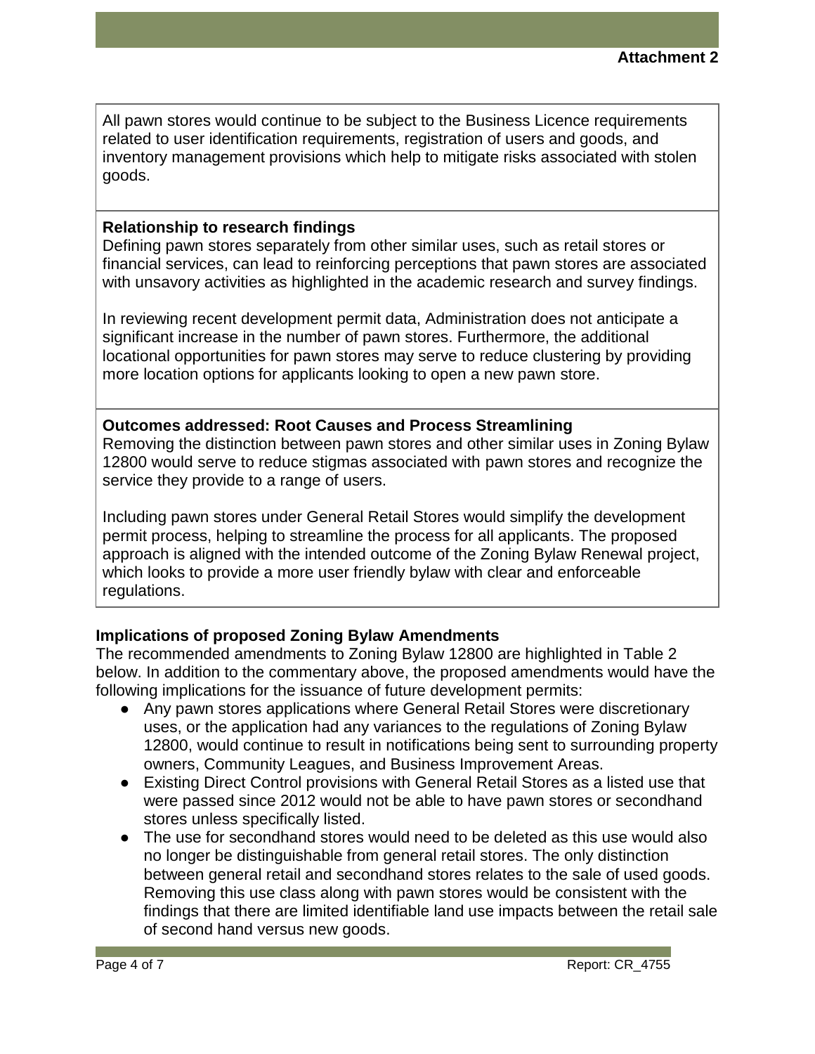**Attachment 2**

All pawn stores would continue to be subject to the Business Licence requirements related to user identification requirements, registration of users and goods, and inventory management provisions which help to mitigate risks associated with stolen goods.

**Relationship to research findings**

Defining pawn stores separately from other similar uses, such as retail stores or financial services, can lead to reinforcing perceptions that pawn stores are associated with unsavory activities as highlighted in the academic research and survey findings.

In reviewing recent development permit data, Administration does not anticipate a significant increase in the number of pawn stores. Furthermore, the additional locational opportunities for pawn stores may serve to reduce clustering by providing more location options for applicants looking to open a new pawn store.

**Outcomes addressed: Root Causes and Process Streamlining**

Removing the distinction between pawn stores and other similar uses in Zoning Bylaw 12800 would serve to reduce stigmas associated with pawn stores and recognize the service they provide to a range of users.

Including pawn stores under General Retail Stores would simplify the development permit process, helping to streamline the process for all applicants. The proposed approach is aligned with the intended outcome of the Zoning Bylaw Renewal project, which looks to provide a more user friendly bylaw with clear and enforceable regulations.

**Implications of proposed Zoning Bylaw Amendments**

The recommended amendments to Zoning Bylaw 12800 are highlighted in Table 2 below. In addition to the commentary above, the proposed amendments would have the following implications for the issuance of future development permits:

- Any pawn stores applications where General Retail Stores were discretionary uses, or the application had any variances to the regulations of Zoning Bylaw 12800, would continue to result in notifications being sent to surrounding property owners, Community Leagues, and Business Improvement Areas.
- Existing Direct Control provisions with General Retail Stores as a listed use that were passed since 2012 would not be able to have pawn stores or secondhand stores unless specifically listed.
- The use for secondhand stores would need to be deleted as this use would also no longer be distinguishable from general retail stores. The only distinction between general retail and secondhand stores relates to the sale of used goods. Removing this use class along with pawn stores would be consistent with the findings that there are limited identifiable land use impacts between the retail sale of second hand versus new goods.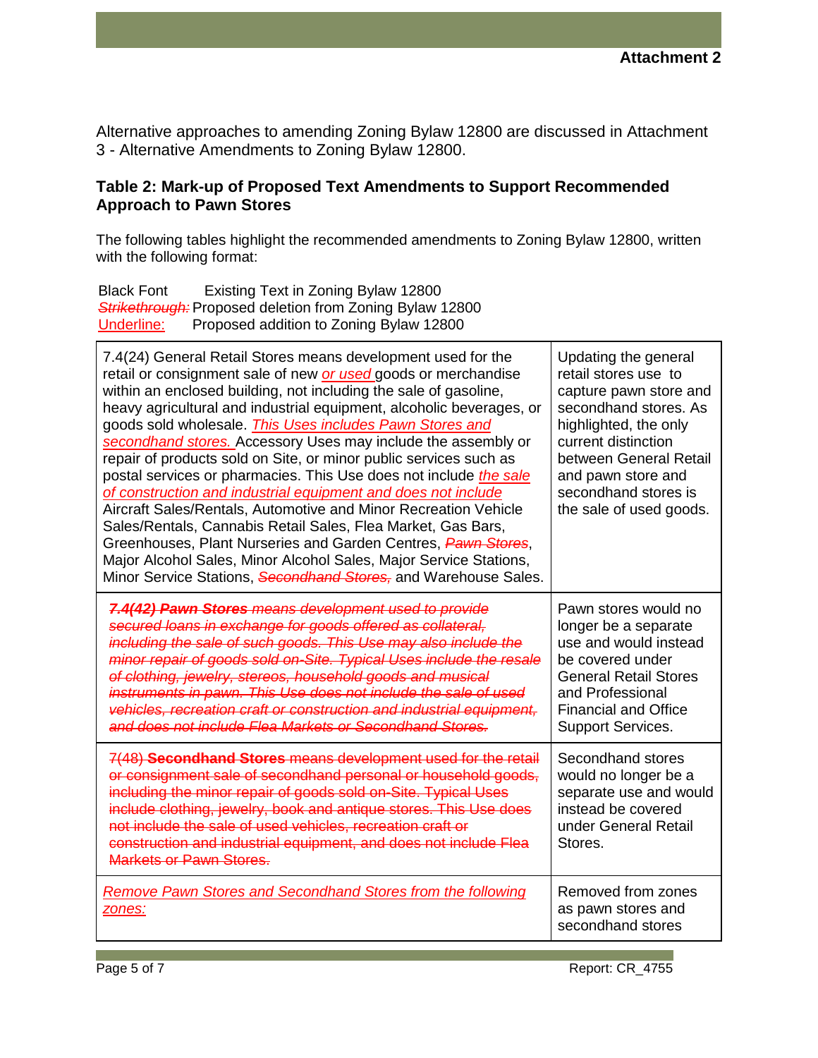Alternative approaches to amending Zoning Bylaw 12800 are discussed in Attachment 3 - Alternative Amendments to Zoning Bylaw 12800.

### Table 2: Mark-up of Proposed Text Amendments to Support Recommended Approach to Pawn Stores

The following tables highlight the recommended amendments to Zoning Bylaw 12800, written with the following format:

Black Font    Existing Text in Zoning Bylaw 12800
~~*Strikethrough:*~~ Proposed deletion from Zoning Bylaw 12800
<u>Underline:</u>    Proposed addition to Zoning Bylaw 12800

| | |
|---|---|
| 7.4(24) General Retail Stores means development used for the retail or consignment sale of new <u>*or used*</u> goods or merchandise within an enclosed building, not including the sale of gasoline, heavy agricultural and industrial equipment, alcoholic beverages, or goods sold wholesale. <u>*This Uses includes Pawn Stores and secondhand stores.*</u> Accessory Uses may include the assembly or repair of products sold on Site, or minor public services such as postal services or pharmacies. This Use does not include <u>*the sale of construction and industrial equipment and does not include*</u> Aircraft Sales/Rentals, Automotive and Minor Recreation Vehicle Sales/Rentals, Cannabis Retail Sales, Flea Market, Gas Bars, Greenhouses, Plant Nurseries and Garden Centres, ~~*Pawn Stores*~~, Major Alcohol Sales, Minor Alcohol Sales, Major Service Stations, Minor Service Stations, ~~*Secondhand Stores,*~~ and Warehouse Sales. | Updating the general retail stores use to capture pawn store and secondhand stores. As highlighted, the only current distinction between General Retail and pawn store and secondhand stores is the sale of used goods. |
| ~~***7.4(42) Pawn Stores** means development used to provide secured loans in exchange for goods offered as collateral, including the sale of such goods. This Use may also include the minor repair of goods sold on-Site. Typical Uses include the resale of clothing, jewelry, stereos, household goods and musical instruments in pawn. This Use does not include the sale of used vehicles, recreation craft or construction and industrial equipment, and does not include Flea Markets or Secondhand Stores.*~~ | Pawn stores would no longer be a separate use and would instead be covered under General Retail Stores and Professional Financial and Office Support Services. |
| ~~7(48) **Secondhand Stores** means development used for the retail or consignment sale of secondhand personal or household goods, including the minor repair of goods sold on-Site. Typical Uses include clothing, jewelry, book and antique stores. This Use does not include the sale of used vehicles, recreation craft or construction and industrial equipment, and does not include Flea Markets or Pawn Stores.~~ | Secondhand stores would no longer be a separate use and would instead be covered under General Retail Stores. |
| <u>*Remove Pawn Stores and Secondhand Stores from the following zones:*</u> | Removed from zones as pawn stores and secondhand stores |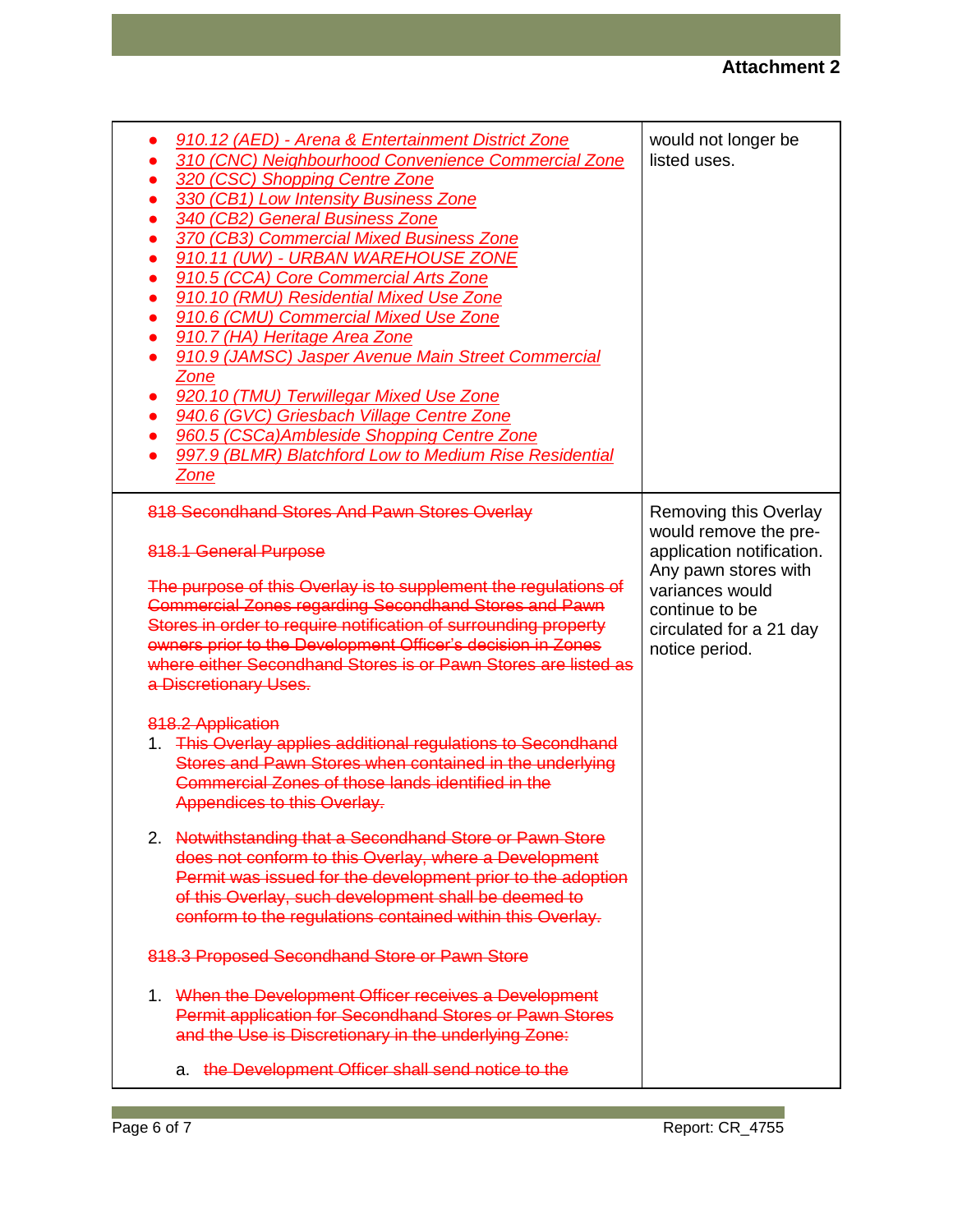| | |
|---|---|
| • *910.12 (AED) - Arena & Entertainment District Zone*<br>• *310 (CNC) Neighbourhood Convenience Commercial Zone*<br>• *320 (CSC) Shopping Centre Zone*<br>• *330 (CB1) Low Intensity Business Zone*<br>• *340 (CB2) General Business Zone*<br>• *370 (CB3) Commercial Mixed Business Zone*<br>• *910.11 (UW) - URBAN WAREHOUSE ZONE*<br>• *910.5 (CCA) Core Commercial Arts Zone*<br>• *910.10 (RMU) Residential Mixed Use Zone*<br>• *910.6 (CMU) Commercial Mixed Use Zone*<br>• *910.7 (HA) Heritage Area Zone*<br>• *910.9 (JAMSC) Jasper Avenue Main Street Commercial Zone*<br>• *920.10 (TMU) Terwillegar Mixed Use Zone*<br>• *940.6 (GVC) Griesbach Village Centre Zone*<br>• *960.5 (CSCa)Ambleside Shopping Centre Zone*<br>• *997.9 (BLMR) Blatchford Low to Medium Rise Residential Zone* | would not longer be listed uses. |
| ~~818 Secondhand Stores And Pawn Stores Overlay~~<br><br>~~818.1 General Purpose~~<br><br>~~The purpose of this Overlay is to supplement the regulations of Commercial Zones regarding Secondhand Stores and Pawn Stores in order to require notification of surrounding property owners prior to the Development Officer's decision in Zones where either Secondhand Stores is or Pawn Stores are listed as a Discretionary Uses.~~<br><br>~~818.2 Application~~<br>1. ~~This Overlay applies additional regulations to Secondhand Stores and Pawn Stores when contained in the underlying Commercial Zones of those lands identified in the Appendices to this Overlay.~~<br><br>2. ~~Notwithstanding that a Secondhand Store or Pawn Store does not conform to this Overlay, where a Development Permit was issued for the development prior to the adoption of this Overlay, such development shall be deemed to conform to the regulations contained within this Overlay.~~<br><br>~~818.3 Proposed Secondhand Store or Pawn Store~~<br><br>1. ~~When the Development Officer receives a Development Permit application for Secondhand Stores or Pawn Stores and the Use is Discretionary in the underlying Zone:~~<br><br>a. ~~the Development Officer shall send notice to the~~ | Removing this Overlay would remove the pre-application notification. Any pawn stores with variances would continue to be circulated for a 21 day notice period. |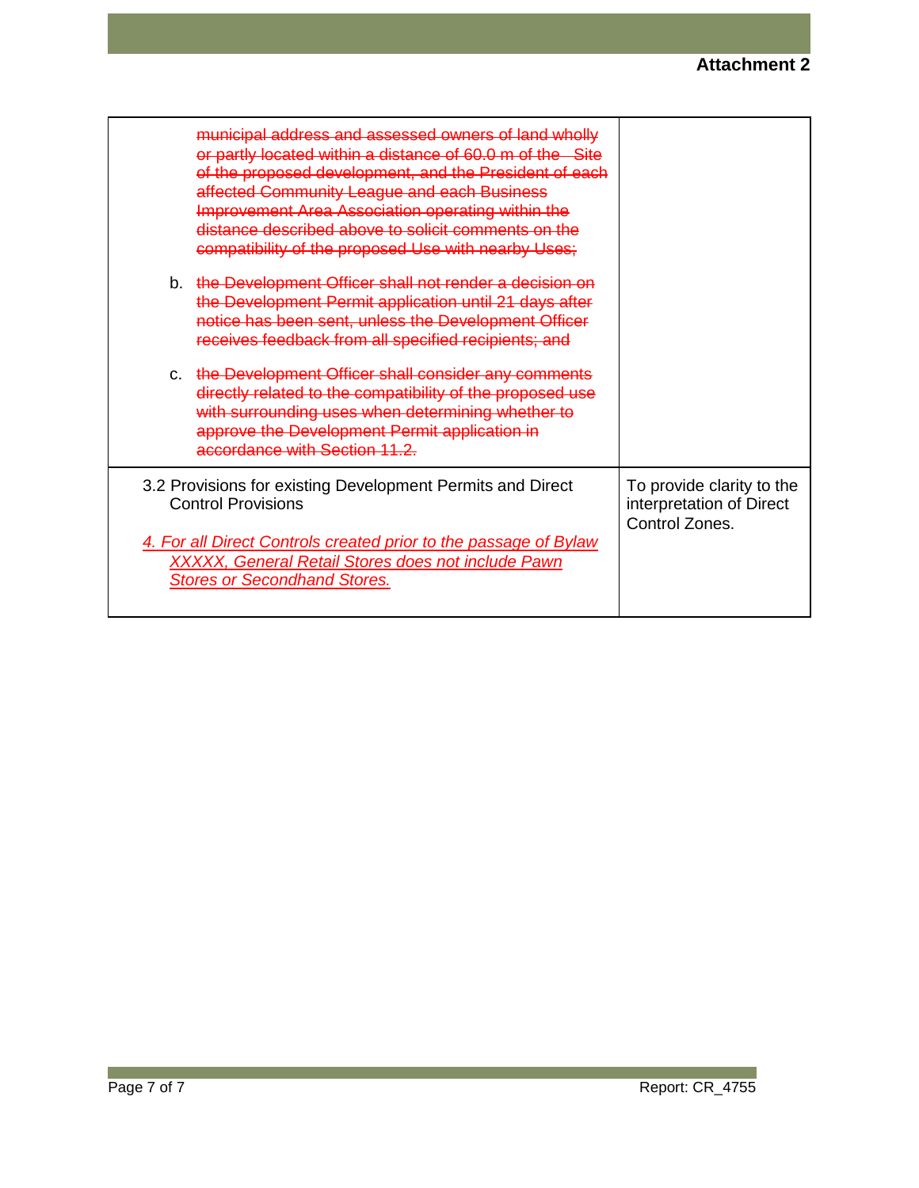| | |
|---|---|
| ~~municipal address and assessed owners of land wholly or partly located within a distance of 60.0 m of the Site of the proposed development, and the President of each affected Community League and each Business Improvement Area Association operating within the distance described above to solicit comments on the compatibility of the proposed Use with nearby Uses;~~<br><br>b. ~~the Development Officer shall not render a decision on the Development Permit application until 21 days after notice has been sent, unless the Development Officer receives feedback from all specified recipients; and~~<br><br>c. ~~the Development Officer shall consider any comments directly related to the compatibility of the proposed use with surrounding uses when determining whether to approve the Development Permit application in accordance with Section 11.2.~~ | |
| 3.2 Provisions for existing Development Permits and Direct Control Provisions<br><br>*<u>4. For all Direct Controls created prior to the passage of Bylaw XXXXX, General Retail Stores does not include Pawn Stores or Secondhand Stores.</u>* | To provide clarity to the interpretation of Direct Control Zones. |